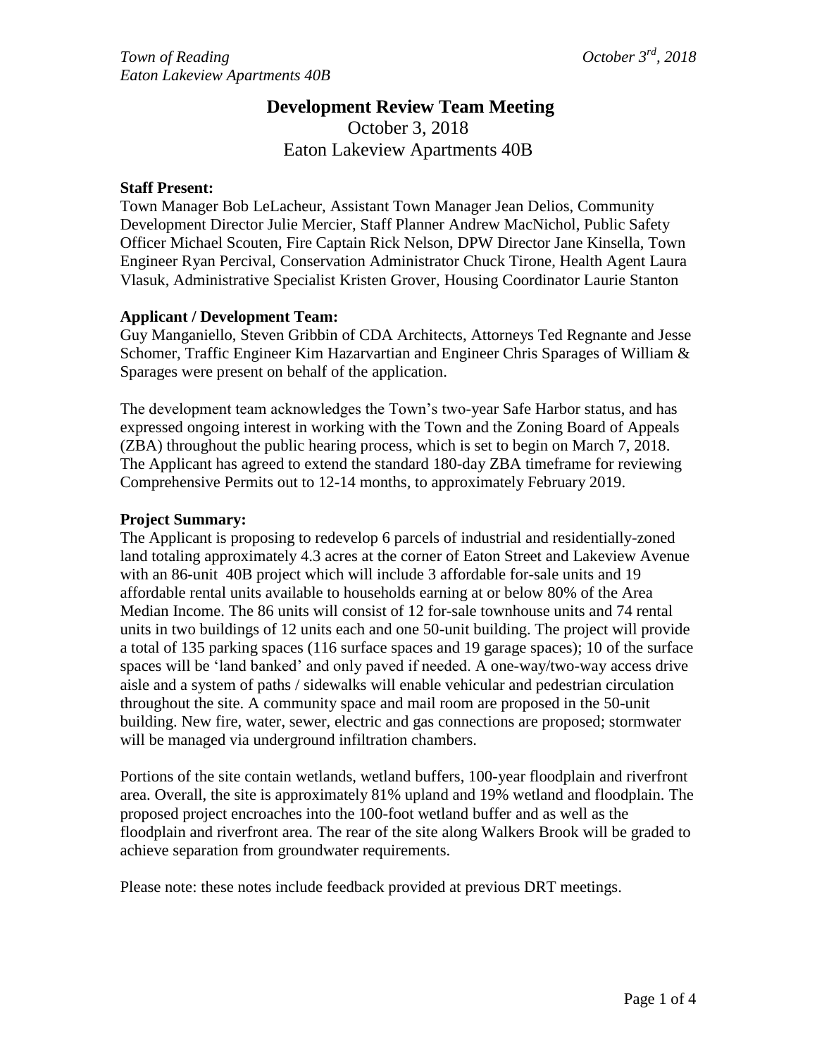# Development Review Team Meeting

October 3, 2018
Eaton Lakeview Apartments 40B

**Staff Present:**
Town Manager Bob LeLacheur, Assistant Town Manager Jean Delios, Community Development Director Julie Mercier, Staff Planner Andrew MacNichol, Public Safety Officer Michael Scouten, Fire Captain Rick Nelson, DPW Director Jane Kinsella, Town Engineer Ryan Percival, Conservation Administrator Chuck Tirone, Health Agent Laura Vlasuk, Administrative Specialist Kristen Grover, Housing Coordinator Laurie Stanton

**Applicant / Development Team:**
Guy Manganiello, Steven Gribbin of CDA Architects, Attorneys Ted Regnante and Jesse Schomer, Traffic Engineer Kim Hazarvartian and Engineer Chris Sparages of William & Sparages were present on behalf of the application.

The development team acknowledges the Town's two-year Safe Harbor status, and has expressed ongoing interest in working with the Town and the Zoning Board of Appeals (ZBA) throughout the public hearing process, which is set to begin on March 7, 2018. The Applicant has agreed to extend the standard 180-day ZBA timeframe for reviewing Comprehensive Permits out to 12-14 months, to approximately February 2019.

**Project Summary:**
The Applicant is proposing to redevelop 6 parcels of industrial and residentially-zoned land totaling approximately 4.3 acres at the corner of Eaton Street and Lakeview Avenue with an 86-unit 40B project which will include 3 affordable for-sale units and 19 affordable rental units available to households earning at or below 80% of the Area Median Income. The 86 units will consist of 12 for-sale townhouse units and 74 rental units in two buildings of 12 units each and one 50-unit building. The project will provide a total of 135 parking spaces (116 surface spaces and 19 garage spaces); 10 of the surface spaces will be 'land banked' and only paved if needed. A one-way/two-way access drive aisle and a system of paths / sidewalks will enable vehicular and pedestrian circulation throughout the site. A community space and mail room are proposed in the 50-unit building. New fire, water, sewer, electric and gas connections are proposed; stormwater will be managed via underground infiltration chambers.

Portions of the site contain wetlands, wetland buffers, 100-year floodplain and riverfront area. Overall, the site is approximately 81% upland and 19% wetland and floodplain. The proposed project encroaches into the 100-foot wetland buffer and as well as the floodplain and riverfront area. The rear of the site along Walkers Brook will be graded to achieve separation from groundwater requirements.

Please note: these notes include feedback provided at previous DRT meetings.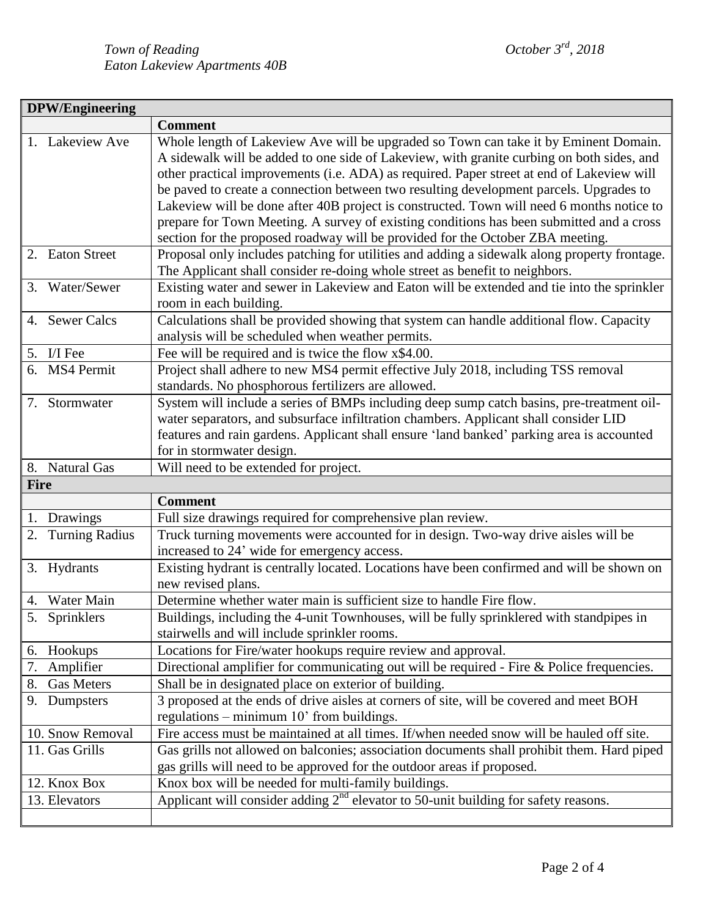*Town of Reading* *October 3rd, 2018*
*Eaton Lakeview Apartments 40B*

| **DPW/Engineering** | |
|---|---|
| | **Comment** |
| 1. Lakeview Ave | Whole length of Lakeview Ave will be upgraded so Town can take it by Eminent Domain. A sidewalk will be added to one side of Lakeview, with granite curbing on both sides, and other practical improvements (i.e. ADA) as required. Paper street at end of Lakeview will be paved to create a connection between two resulting development parcels. Upgrades to Lakeview will be done after 40B project is constructed. Town will need 6 months notice to prepare for Town Meeting. A survey of existing conditions has been submitted and a cross section for the proposed roadway will be provided for the October ZBA meeting. |
| 2. Eaton Street | Proposal only includes patching for utilities and adding a sidewalk along property frontage. The Applicant shall consider re-doing whole street as benefit to neighbors. |
| 3. Water/Sewer | Existing water and sewer in Lakeview and Eaton will be extended and tie into the sprinkler room in each building. |
| 4. Sewer Calcs | Calculations shall be provided showing that system can handle additional flow. Capacity analysis will be scheduled when weather permits. |
| 5. I/I Fee | Fee will be required and is twice the flow x$4.00. |
| 6. MS4 Permit | Project shall adhere to new MS4 permit effective July 2018, including TSS removal standards. No phosphorous fertilizers are allowed. |
| 7. Stormwater | System will include a series of BMPs including deep sump catch basins, pre-treatment oil-water separators, and subsurface infiltration chambers. Applicant shall consider LID features and rain gardens. Applicant shall ensure 'land banked' parking area is accounted for in stormwater design. |
| 8. Natural Gas | Will need to be extended for project. |
| **Fire** | |
| | **Comment** |
| 1. Drawings | Full size drawings required for comprehensive plan review. |
| 2. Turning Radius | Truck turning movements were accounted for in design. Two-way drive aisles will be increased to 24' wide for emergency access. |
| 3. Hydrants | Existing hydrant is centrally located. Locations have been confirmed and will be shown on new revised plans. |
| 4. Water Main | Determine whether water main is sufficient size to handle Fire flow. |
| 5. Sprinklers | Buildings, including the 4-unit Townhouses, will be fully sprinklered with standpipes in stairwells and will include sprinkler rooms. |
| 6. Hookups | Locations for Fire/water hookups require review and approval. |
| 7. Amplifier | Directional amplifier for communicating out will be required - Fire & Police frequencies. |
| 8. Gas Meters | Shall be in designated place on exterior of building. |
| 9. Dumpsters | 3 proposed at the ends of drive aisles at corners of site, will be covered and meet BOH regulations – minimum 10' from buildings. |
| 10. Snow Removal | Fire access must be maintained at all times. If/when needed snow will be hauled off site. |
| 11. Gas Grills | Gas grills not allowed on balconies; association documents shall prohibit them. Hard piped gas grills will need to be approved for the outdoor areas if proposed. |
| 12. Knox Box | Knox box will be needed for multi-family buildings. |
| 13. Elevators | Applicant will consider adding 2nd elevator to 50-unit building for safety reasons. |
| | |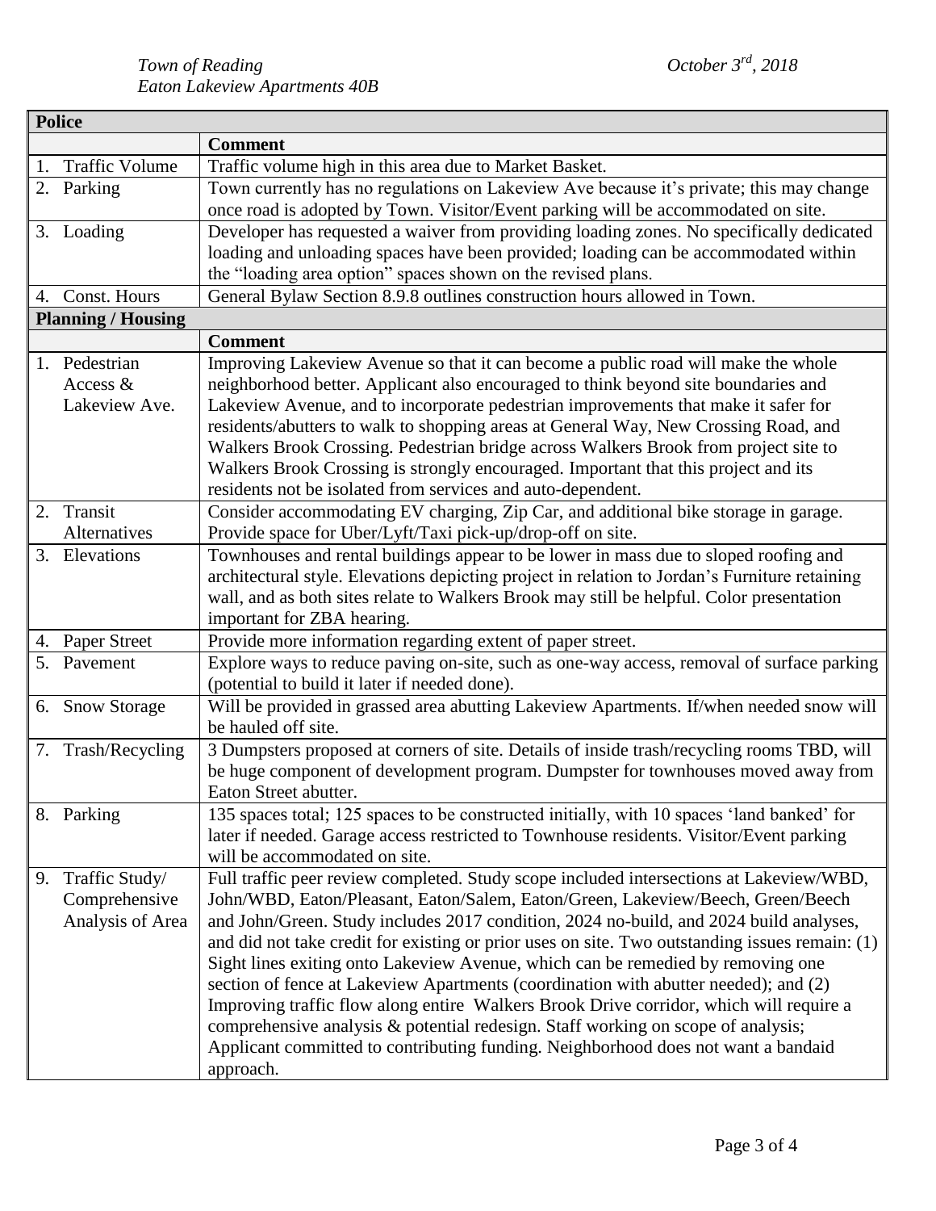*Town of Reading* *October 3rd, 2018*
*Eaton Lakeview Apartments 40B*

| **Police** | |
|---|---|
| | **Comment** |
| 1. Traffic Volume | Traffic volume high in this area due to Market Basket. |
| 2. Parking | Town currently has no regulations on Lakeview Ave because it's private; this may change once road is adopted by Town. Visitor/Event parking will be accommodated on site. |
| 3. Loading | Developer has requested a waiver from providing loading zones. No specifically dedicated loading and unloading spaces have been provided; loading can be accommodated within the "loading area option" spaces shown on the revised plans. |
| 4. Const. Hours | General Bylaw Section 8.9.8 outlines construction hours allowed in Town. |
| **Planning / Housing** | |
| | **Comment** |
| 1. Pedestrian Access & Lakeview Ave. | Improving Lakeview Avenue so that it can become a public road will make the whole neighborhood better. Applicant also encouraged to think beyond site boundaries and Lakeview Avenue, and to incorporate pedestrian improvements that make it safer for residents/abutters to walk to shopping areas at General Way, New Crossing Road, and Walkers Brook Crossing. Pedestrian bridge across Walkers Brook from project site to Walkers Brook Crossing is strongly encouraged. Important that this project and its residents not be isolated from services and auto-dependent. |
| 2. Transit Alternatives | Consider accommodating EV charging, Zip Car, and additional bike storage in garage. Provide space for Uber/Lyft/Taxi pick-up/drop-off on site. |
| 3. Elevations | Townhouses and rental buildings appear to be lower in mass due to sloped roofing and architectural style. Elevations depicting project in relation to Jordan's Furniture retaining wall, and as both sites relate to Walkers Brook may still be helpful. Color presentation important for ZBA hearing. |
| 4. Paper Street | Provide more information regarding extent of paper street. |
| 5. Pavement | Explore ways to reduce paving on-site, such as one-way access, removal of surface parking (potential to build it later if needed done). |
| 6. Snow Storage | Will be provided in grassed area abutting Lakeview Apartments. If/when needed snow will be hauled off site. |
| 7. Trash/Recycling | 3 Dumpsters proposed at corners of site. Details of inside trash/recycling rooms TBD, will be huge component of development program. Dumpster for townhouses moved away from Eaton Street abutter. |
| 8. Parking | 135 spaces total; 125 spaces to be constructed initially, with 10 spaces 'land banked' for later if needed. Garage access restricted to Townhouse residents. Visitor/Event parking will be accommodated on site. |
| 9. Traffic Study/ Comprehensive Analysis of Area | Full traffic peer review completed. Study scope included intersections at Lakeview/WBD, John/WBD, Eaton/Pleasant, Eaton/Salem, Eaton/Green, Lakeview/Beech, Green/Beech and John/Green. Study includes 2017 condition, 2024 no-build, and 2024 build analyses, and did not take credit for existing or prior uses on site. Two outstanding issues remain: (1) Sight lines exiting onto Lakeview Avenue, which can be remedied by removing one section of fence at Lakeview Apartments (coordination with abutter needed); and (2) Improving traffic flow along entire Walkers Brook Drive corridor, which will require a comprehensive analysis & potential redesign. Staff working on scope of analysis; Applicant committed to contributing funding. Neighborhood does not want a bandaid approach. |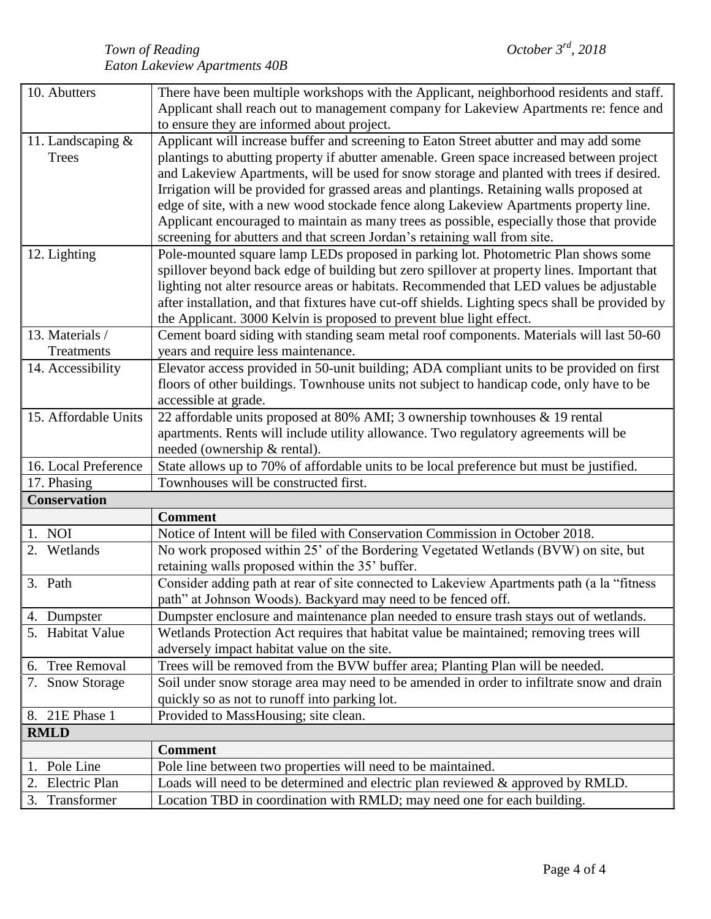| | |
|---|---|
| 10. Abutters | There have been multiple workshops with the Applicant, neighborhood residents and staff. Applicant shall reach out to management company for Lakeview Apartments re: fence and to ensure they are informed about project. |
| 11. Landscaping & Trees | Applicant will increase buffer and screening to Eaton Street abutter and may add some plantings to abutting property if abutter amenable. Green space increased between project and Lakeview Apartments, will be used for snow storage and planted with trees if desired. Irrigation will be provided for grassed areas and plantings. Retaining walls proposed at edge of site, with a new wood stockade fence along Lakeview Apartments property line. Applicant encouraged to maintain as many trees as possible, especially those that provide screening for abutters and that screen Jordan's retaining wall from site. |
| 12. Lighting | Pole-mounted square lamp LEDs proposed in parking lot. Photometric Plan shows some spillover beyond back edge of building but zero spillover at property lines. Important that lighting not alter resource areas or habitats. Recommended that LED values be adjustable after installation, and that fixtures have cut-off shields. Lighting specs shall be provided by the Applicant. 3000 Kelvin is proposed to prevent blue light effect. |
| 13. Materials / Treatments | Cement board siding with standing seam metal roof components. Materials will last 50-60 years and require less maintenance. |
| 14. Accessibility | Elevator access provided in 50-unit building; ADA compliant units to be provided on first floors of other buildings. Townhouse units not subject to handicap code, only have to be accessible at grade. |
| 15. Affordable Units | 22 affordable units proposed at 80% AMI; 3 ownership townhouses & 19 rental apartments. Rents will include utility allowance. Two regulatory agreements will be needed (ownership & rental). |
| 16. Local Preference | State allows up to 70% of affordable units to be local preference but must be justified. |
| 17. Phasing | Townhouses will be constructed first. |
| **Conservation** | |
| | **Comment** |
| 1. NOI | Notice of Intent will be filed with Conservation Commission in October 2018. |
| 2. Wetlands | No work proposed within 25' of the Bordering Vegetated Wetlands (BVW) on site, but retaining walls proposed within the 35' buffer. |
| 3. Path | Consider adding path at rear of site connected to Lakeview Apartments path (a la "fitness path" at Johnson Woods). Backyard may need to be fenced off. |
| 4. Dumpster | Dumpster enclosure and maintenance plan needed to ensure trash stays out of wetlands. |
| 5. Habitat Value | Wetlands Protection Act requires that habitat value be maintained; removing trees will adversely impact habitat value on the site. |
| 6. Tree Removal | Trees will be removed from the BVW buffer area; Planting Plan will be needed. |
| 7. Snow Storage | Soil under snow storage area may need to be amended in order to infiltrate snow and drain quickly so as not to runoff into parking lot. |
| 8. 21E Phase 1 | Provided to MassHousing; site clean. |
| **RMLD** | |
| | **Comment** |
| 1. Pole Line | Pole line between two properties will need to be maintained. |
| 2. Electric Plan | Loads will need to be determined and electric plan reviewed & approved by RMLD. |
| 3. Transformer | Location TBD in coordination with RMLD; may need one for each building. |